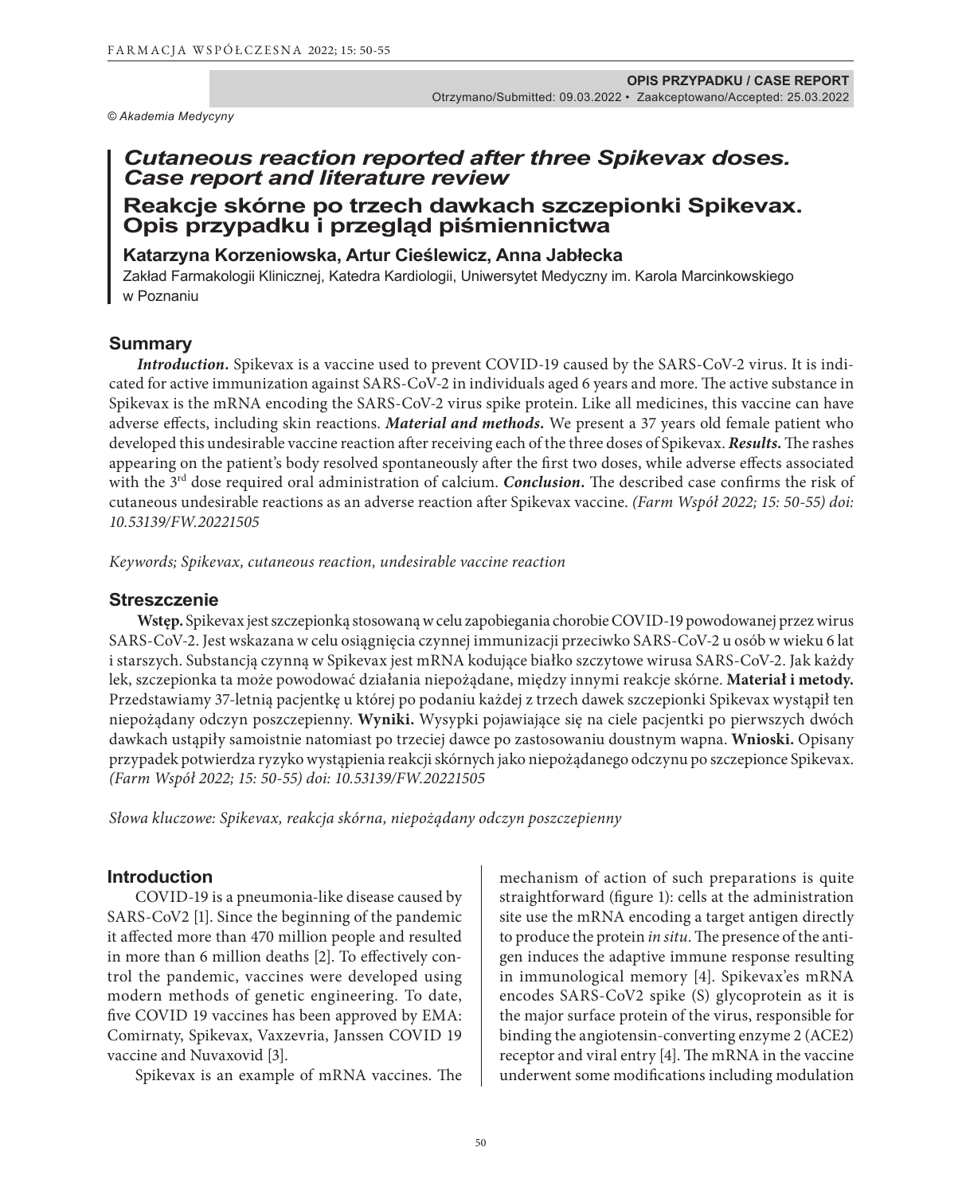OPIS PRZYPADKU / CASE REPORT

Otrzymano/Submitted: 09.03.2022 • Zaakceptowano/Accepted: 25.03.2022

© Akademia Medycyny

# *Cutaneous reaction reported after three Spikevax doses. Case report and literature review*

# Reakcje skórne po trzech dawkach szczepionki Spikevax. Opis przypadku i przegląd piśmiennictwa

**Katarzyna Korzeniowska, Artur Cieślewicz, Anna Jabłecka**

Zakład Farmakologii Klinicznej, Katedra Kardiologii, Uniwersytet Medyczny im. Karola Marcinkowskiego w Poznaniu

## Summary

***Introduction.*** Spikevax is a vaccine used to prevent COVID-19 caused by the SARS-CoV-2 virus. It is indicated for active immunization against SARS-CoV-2 in individuals aged 6 years and more. The active substance in Spikevax is the mRNA encoding the SARS-CoV-2 virus spike protein. Like all medicines, this vaccine can have adverse effects, including skin reactions. ***Material and methods.*** We present a 37 years old female patient who developed this undesirable vaccine reaction after receiving each of the three doses of Spikevax. ***Results.*** The rashes appearing on the patient's body resolved spontaneously after the first two doses, while adverse effects associated with the 3rd dose required oral administration of calcium. ***Conclusion.*** The described case confirms the risk of cutaneous undesirable reactions as an adverse reaction after Spikevax vaccine. *(Farm Współ 2022; 15: 50-55) doi: 10.53139/FW.20221505*

*Keywords; Spikevax, cutaneous reaction, undesirable vaccine reaction*

## Streszczenie

**Wstęp.** Spikevax jest szczepionką stosowaną w celu zapobiegania chorobie COVID-19 powodowanej przez wirus SARS-CoV-2. Jest wskazana w celu osiągnięcia czynnej immunizacji przeciwko SARS-CoV-2 u osób w wieku 6 lat i starszych. Substancją czynną w Spikevax jest mRNA kodujące białko szczytowe wirusa SARS-CoV-2. Jak każdy lek, szczepionka ta może powodować działania niepożądane, między innymi reakcje skórne. **Materiał i metody.** Przedstawiamy 37-letnią pacjentkę u której po podaniu każdej z trzech dawek szczepionki Spikevax wystąpił ten niepożądany odczyn poszczepienny. **Wyniki.** Wysypki pojawiające się na ciele pacjentki po pierwszych dwóch dawkach ustąpiły samoistnie natomiast po trzeciej dawce po zastosowaniu doustnym wapna. **Wnioski.** Opisany przypadek potwierdza ryzyko wystąpienia reakcji skórnych jako niepożądanego odczynu po szczepionce Spikevax. *(Farm Współ 2022; 15: 50-55) doi: 10.53139/FW.20221505*

*Słowa kluczowe: Spikevax, reakcja skórna, niepożądany odczyn poszczepienny*

## Introduction

COVID-19 is a pneumonia-like disease caused by SARS-CoV2 [1]. Since the beginning of the pandemic it affected more than 470 million people and resulted in more than 6 million deaths [2]. To effectively control the pandemic, vaccines were developed using modern methods of genetic engineering. To date, five COVID 19 vaccines has been approved by EMA: Comirnaty, Spikevax, Vaxzevria, Janssen COVID 19 vaccine and Nuvaxovid [3].

Spikevax is an example of mRNA vaccines. The mechanism of action of such preparations is quite straightforward (figure 1): cells at the administration site use the mRNA encoding a target antigen directly to produce the protein *in situ*. The presence of the antigen induces the adaptive immune response resulting in immunological memory [4]. Spikevax'es mRNA encodes SARS-CoV2 spike (S) glycoprotein as it is the major surface protein of the virus, responsible for binding the angiotensin-converting enzyme 2 (ACE2) receptor and viral entry [4]. The mRNA in the vaccine underwent some modifications including modulation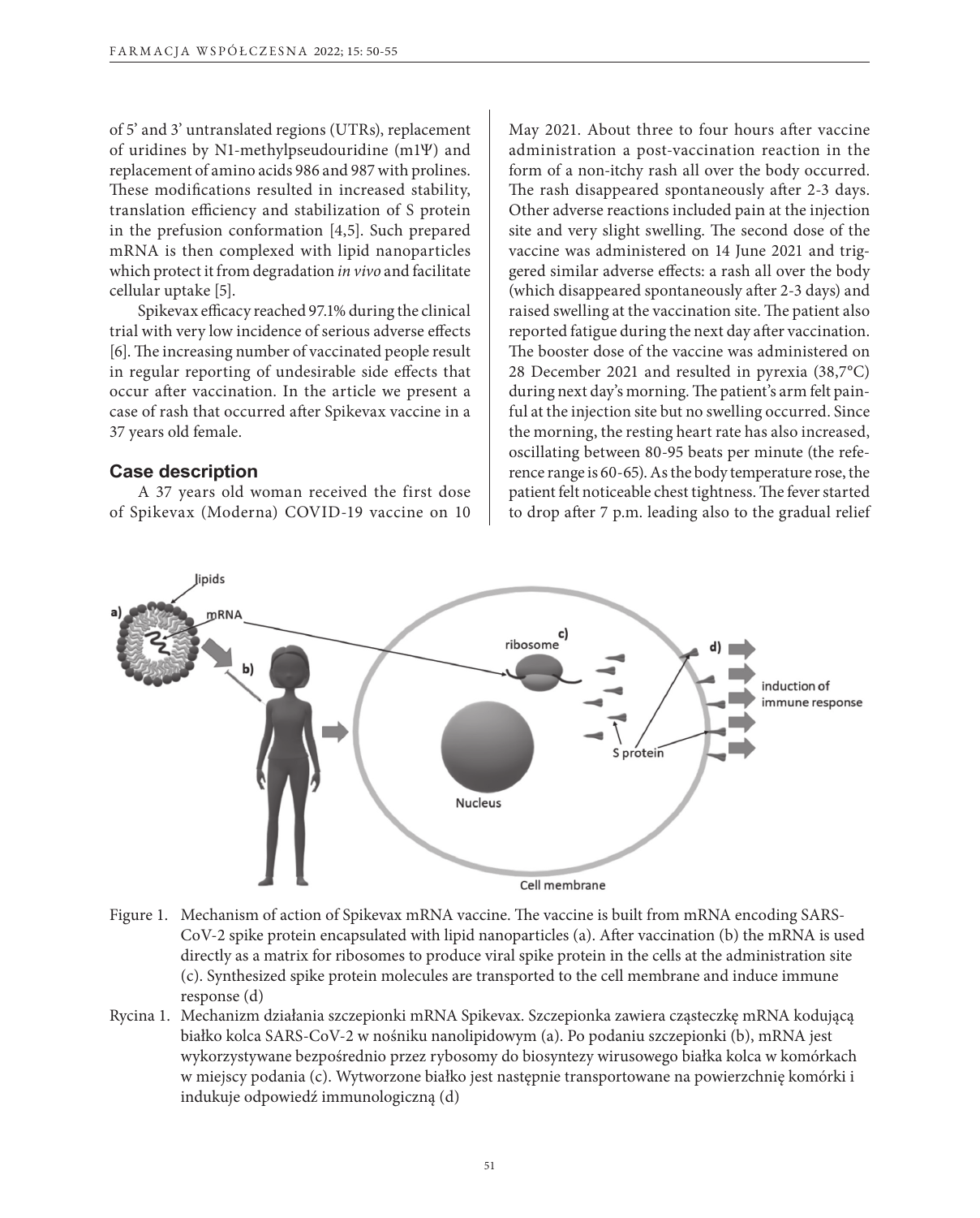of 5' and 3' untranslated regions (UTRs), replacement of uridines by N1-methylpseudouridine (m1Ψ) and replacement of amino acids 986 and 987 with prolines. These modifications resulted in increased stability, translation efficiency and stabilization of S protein in the prefusion conformation [4,5]. Such prepared mRNA is then complexed with lipid nanoparticles which protect it from degradation *in vivo* and facilitate cellular uptake [5].

Spikevax efficacy reached 97.1% during the clinical trial with very low incidence of serious adverse effects [6]. The increasing number of vaccinated people result in regular reporting of undesirable side effects that occur after vaccination. In the article we present a case of rash that occurred after Spikevax vaccine in a 37 years old female.

## Case description

A 37 years old woman received the first dose of Spikevax (Moderna) COVID-19 vaccine on 10 May 2021. About three to four hours after vaccine administration a post-vaccination reaction in the form of a non-itchy rash all over the body occurred. The rash disappeared spontaneously after 2-3 days. Other adverse reactions included pain at the injection site and very slight swelling. The second dose of the vaccine was administered on 14 June 2021 and triggered similar adverse effects: a rash all over the body (which disappeared spontaneously after 2-3 days) and raised swelling at the vaccination site. The patient also reported fatigue during the next day after vaccination. The booster dose of the vaccine was administered on 28 December 2021 and resulted in pyrexia (38,7°C) during next day's morning. The patient's arm felt painful at the injection site but no swelling occurred. Since the morning, the resting heart rate has also increased, oscillating between 80-95 beats per minute (the reference range is 60-65). As the body temperature rose, the patient felt noticeable chest tightness. The fever started to drop after 7 p.m. leading also to the gradual relief

Figure 1. Mechanism of action of Spikevax mRNA vaccine. The vaccine is built from mRNA encoding SARS-CoV-2 spike protein encapsulated with lipid nanoparticles (a). After vaccination (b) the mRNA is used directly as a matrix for ribosomes to produce viral spike protein in the cells at the administration site (c). Synthesized spike protein molecules are transported to the cell membrane and induce immune response (d)

Rycina 1. Mechanizm działania szczepionki mRNA Spikevax. Szczepionka zawiera cząsteczkę mRNA kodującą białko kolca SARS-CoV-2 w nośniku nanolipidowym (a). Po podaniu szczepionki (b), mRNA jest wykorzystywane bezpośrednio przez rybosomy do biosyntezy wirusowego białka kolca w komórkach w miejscy podania (c). Wytworzone białko jest następnie transportowane na powierzchnię komórki i indukuje odpowiedź immunologiczną (d)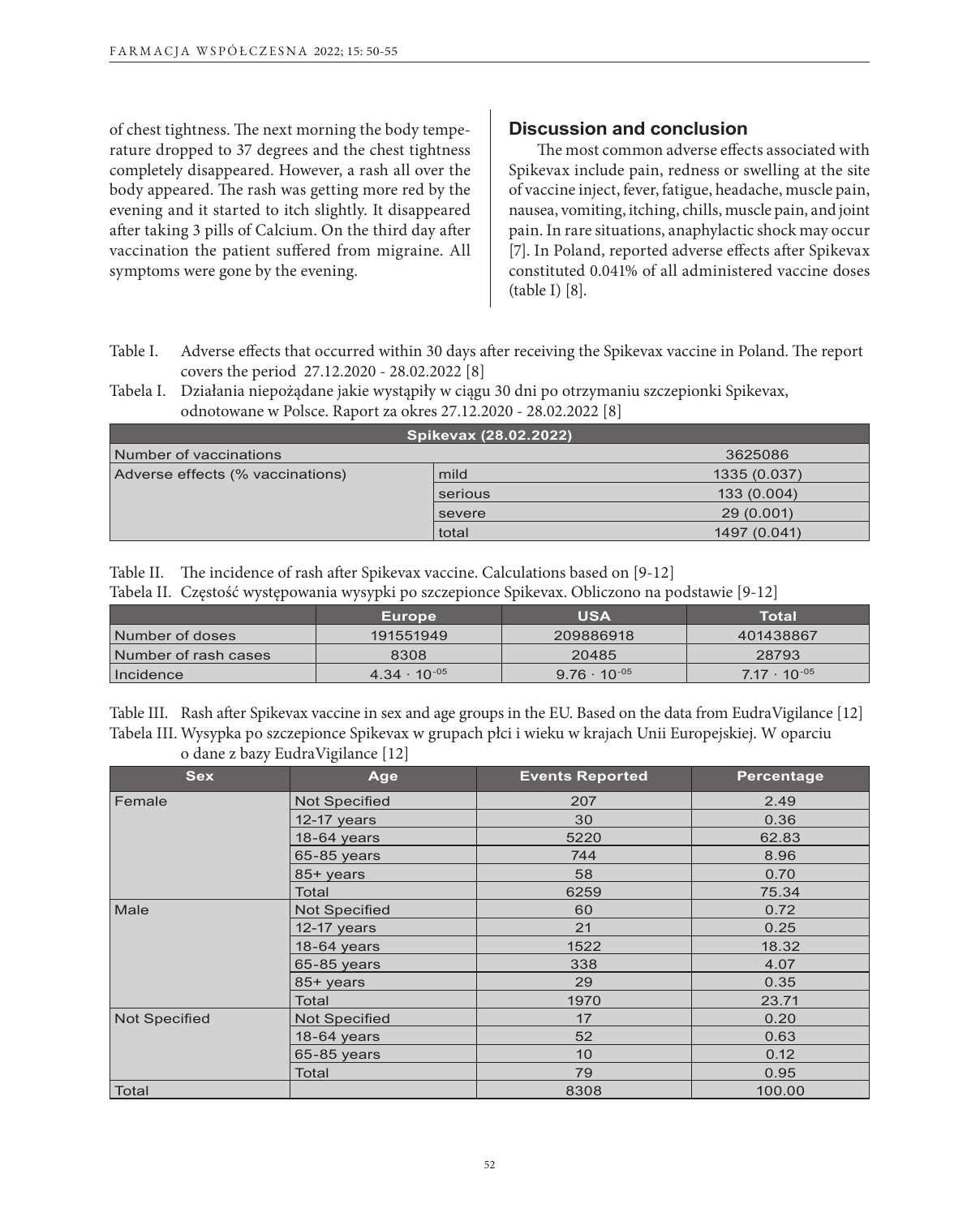of chest tightness. The next morning the body temperature dropped to 37 degrees and the chest tightness completely disappeared. However, a rash all over the body appeared. The rash was getting more red by the evening and it started to itch slightly. It disappeared after taking 3 pills of Calcium. On the third day after vaccination the patient suffered from migraine. All symptoms were gone by the evening.

## Discussion and conclusion

The most common adverse effects associated with Spikevax include pain, redness or swelling at the site of vaccine inject, fever, fatigue, headache, muscle pain, nausea, vomiting, itching, chills, muscle pain, and joint pain. In rare situations, anaphylactic shock may occur [7]. In Poland, reported adverse effects after Spikevax constituted 0.041% of all administered vaccine doses (table I) [8].

Table I. Adverse effects that occurred within 30 days after receiving the Spikevax vaccine in Poland. The report covers the period 27.12.2020 - 28.02.2022 [8]

Tabela I. Działania niepożądane jakie wystąpiły w ciągu 30 dni po otrzymaniu szczepionki Spikevax, odnotowane w Polsce. Raport za okres 27.12.2020 - 28.02.2022 [8]

| Spikevax (28.02.2022) | | |
|---|---|---|
| Number of vaccinations | | 3625086 |
| Adverse effects (% vaccinations) | mild | 1335 (0.037) |
| | serious | 133 (0.004) |
| | severe | 29 (0.001) |
| | total | 1497 (0.041) |

Table II. The incidence of rash after Spikevax vaccine. Calculations based on [9-12]

Tabela II. Częstość występowania wysypki po szczepionce Spikevax. Obliczono na podstawie [9-12]

| | Europe | USA | Total |
|---|---|---|---|
| Number of doses | 191551949 | 209886918 | 401438867 |
| Number of rash cases | 8308 | 20485 | 28793 |
| Incidence | $4.34 \cdot 10^{-05}$ | $9.76 \cdot 10^{-05}$ | $7.17 \cdot 10^{-05}$ |

Table III. Rash after Spikevax vaccine in sex and age groups in the EU. Based on the data from EudraVigilance [12]

Tabela III. Wysypka po szczepionce Spikevax w grupach płci i wieku w krajach Unii Europejskiej. W oparciu o dane z bazy EudraVigilance [12]

| Sex | Age | Events Reported | Percentage |
|---|---|---|---|
| Female | Not Specified | 207 | 2.49 |
| | 12-17 years | 30 | 0.36 |
| | 18-64 years | 5220 | 62.83 |
| | 65-85 years | 744 | 8.96 |
| | 85+ years | 58 | 0.70 |
| | Total | 6259 | 75.34 |
| Male | Not Specified | 60 | 0.72 |
| | 12-17 years | 21 | 0.25 |
| | 18-64 years | 1522 | 18.32 |
| | 65-85 years | 338 | 4.07 |
| | 85+ years | 29 | 0.35 |
| | Total | 1970 | 23.71 |
| Not Specified | Not Specified | 17 | 0.20 |
| | 18-64 years | 52 | 0.63 |
| | 65-85 years | 10 | 0.12 |
| | Total | 79 | 0.95 |
| Total | | 8308 | 100.00 |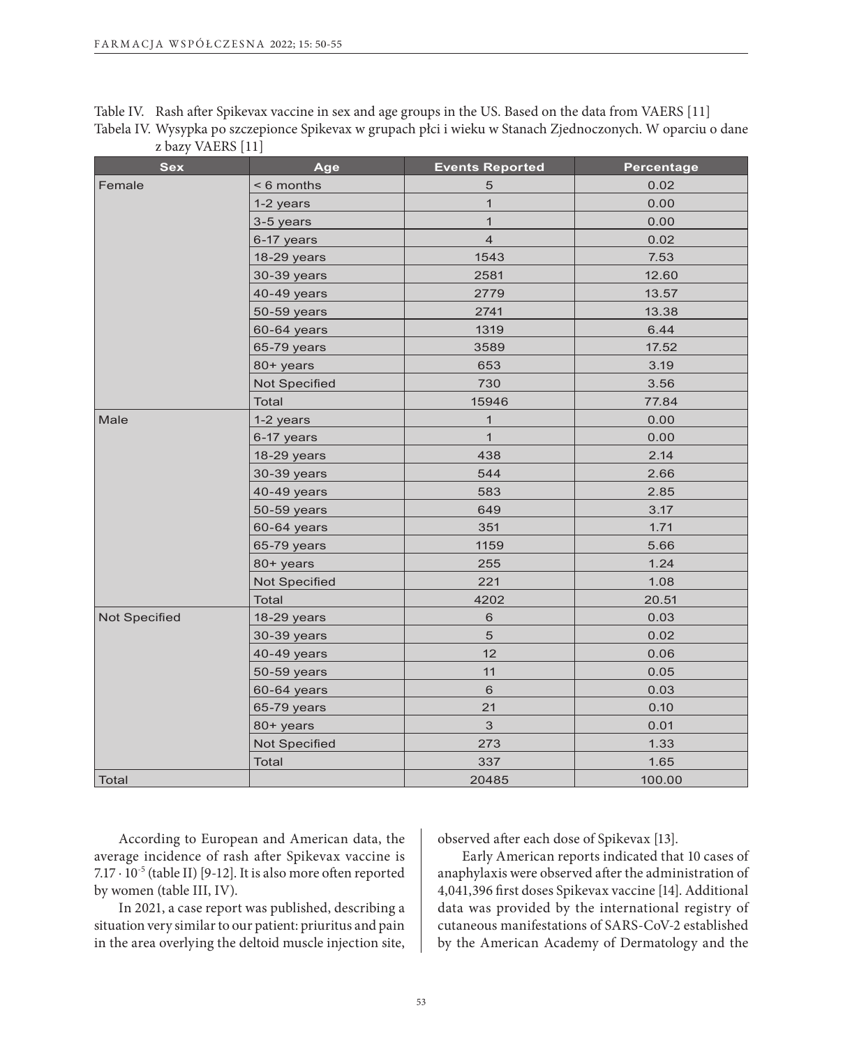Table IV. Rash after Spikevax vaccine in sex and age groups in the US. Based on the data from VAERS [11]
Tabela IV. Wysypka po szczepionce Spikevax w grupach płci i wieku w Stanach Zjednoczonych. W oparciu o dane z bazy VAERS [11]

| Sex | Age | Events Reported | Percentage |
|---|---|---|---|
| Female | < 6 months | 5 | 0.02 |
| | 1-2 years | 1 | 0.00 |
| | 3-5 years | 1 | 0.00 |
| | 6-17 years | 4 | 0.02 |
| | 18-29 years | 1543 | 7.53 |
| | 30-39 years | 2581 | 12.60 |
| | 40-49 years | 2779 | 13.57 |
| | 50-59 years | 2741 | 13.38 |
| | 60-64 years | 1319 | 6.44 |
| | 65-79 years | 3589 | 17.52 |
| | 80+ years | 653 | 3.19 |
| | Not Specified | 730 | 3.56 |
| | Total | 15946 | 77.84 |
| Male | 1-2 years | 1 | 0.00 |
| | 6-17 years | 1 | 0.00 |
| | 18-29 years | 438 | 2.14 |
| | 30-39 years | 544 | 2.66 |
| | 40-49 years | 583 | 2.85 |
| | 50-59 years | 649 | 3.17 |
| | 60-64 years | 351 | 1.71 |
| | 65-79 years | 1159 | 5.66 |
| | 80+ years | 255 | 1.24 |
| | Not Specified | 221 | 1.08 |
| | Total | 4202 | 20.51 |
| Not Specified | 18-29 years | 6 | 0.03 |
| | 30-39 years | 5 | 0.02 |
| | 40-49 years | 12 | 0.06 |
| | 50-59 years | 11 | 0.05 |
| | 60-64 years | 6 | 0.03 |
| | 65-79 years | 21 | 0.10 |
| | 80+ years | 3 | 0.01 |
| | Not Specified | 273 | 1.33 |
| | Total | 337 | 1.65 |
| Total | | 20485 | 100.00 |

According to European and American data, the average incidence of rash after Spikevax vaccine is $7.17 \cdot 10^{-5}$ (table II) [9-12]. It is also more often reported by women (table III, IV).

In 2021, a case report was published, describing a situation very similar to our patient: priuritus and pain in the area overlying the deltoid muscle injection site, observed after each dose of Spikevax [13].

Early American reports indicated that 10 cases of anaphylaxis were observed after the administration of 4,041,396 first doses Spikevax vaccine [14]. Additional data was provided by the international registry of cutaneous manifestations of SARS-CoV-2 established by the American Academy of Dermatology and the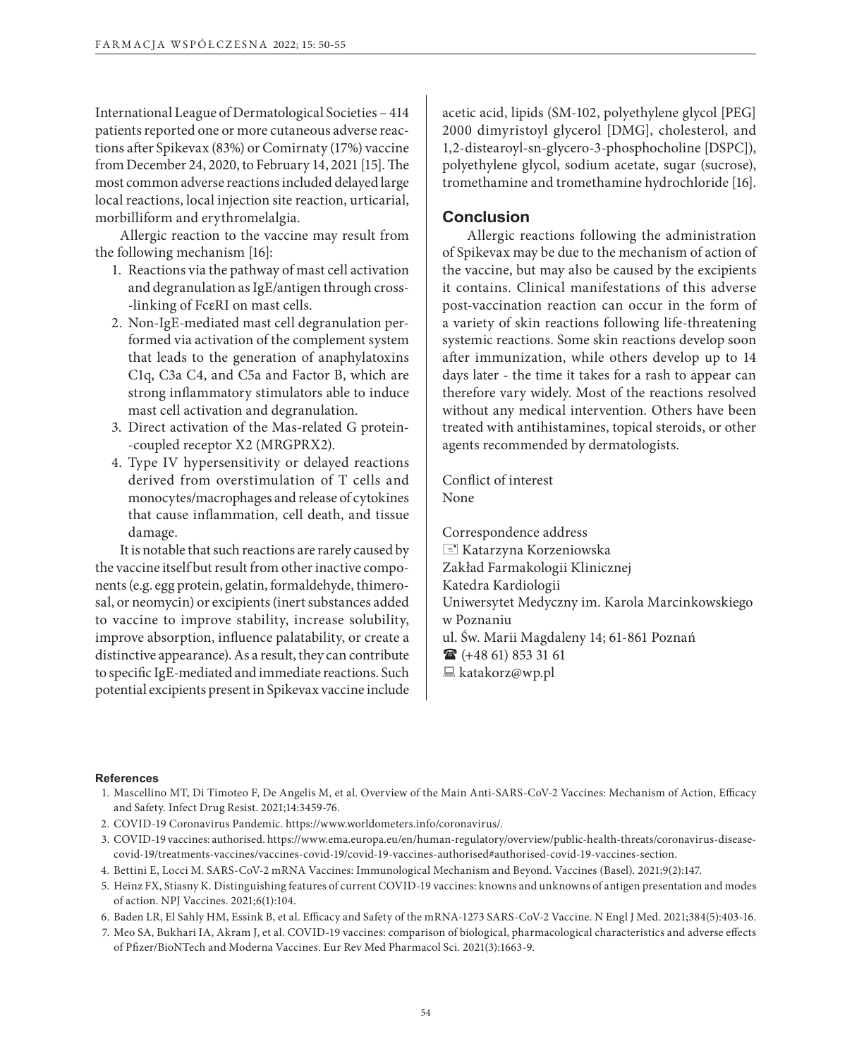International League of Dermatological Societies – 414 patients reported one or more cutaneous adverse reactions after Spikevax (83%) or Comirnaty (17%) vaccine from December 24, 2020, to February 14, 2021 [15]. The most common adverse reactions included delayed large local reactions, local injection site reaction, urticarial, morbilliform and erythromelalgia.

Allergic reaction to the vaccine may result from the following mechanism [16]:

1. Reactions via the pathway of mast cell activation and degranulation as IgE/antigen through cross-linking of FcεRI on mast cells.
2. Non-IgE-mediated mast cell degranulation performed via activation of the complement system that leads to the generation of anaphylatoxins C1q, C3a C4, and C5a and Factor B, which are strong inflammatory stimulators able to induce mast cell activation and degranulation.
3. Direct activation of the Mas-related G protein-coupled receptor X2 (MRGPRX2).
4. Type IV hypersensitivity or delayed reactions derived from overstimulation of T cells and monocytes/macrophages and release of cytokines that cause inflammation, cell death, and tissue damage.

It is notable that such reactions are rarely caused by the vaccine itself but result from other inactive components (e.g. egg protein, gelatin, formaldehyde, thimerosal, or neomycin) or excipients (inert substances added to vaccine to improve stability, increase solubility, improve absorption, influence palatability, or create a distinctive appearance). As a result, they can contribute to specific IgE-mediated and immediate reactions. Such potential excipients present in Spikevax vaccine include acetic acid, lipids (SM-102, polyethylene glycol [PEG] 2000 dimyristoyl glycerol [DMG], cholesterol, and 1,2-distearoyl-sn-glycero-3-phosphocholine [DSPC]), polyethylene glycol, sodium acetate, sugar (sucrose), tromethamine and tromethamine hydrochloride [16].

## Conclusion

Allergic reactions following the administration of Spikevax may be due to the mechanism of action of the vaccine, but may also be caused by the excipients it contains. Clinical manifestations of this adverse post-vaccination reaction can occur in the form of a variety of skin reactions following life-threatening systemic reactions. Some skin reactions develop soon after immunization, while others develop up to 14 days later - the time it takes for a rash to appear can therefore vary widely. Most of the reactions resolved without any medical intervention. Others have been treated with antihistamines, topical steroids, or other agents recommended by dermatologists.

Conflict of interest
None

Correspondence address
Katarzyna Korzeniowska
Zakład Farmakologii Klinicznej
Katedra Kardiologii
Uniwersytet Medyczny im. Karola Marcinkowskiego w Poznaniu
ul. Św. Marii Magdaleny 14; 61-861 Poznań
(+48 61) 853 31 61
katakorz@wp.pl

### References

1. Mascellino MT, Di Timoteo F, De Angelis M, et al. Overview of the Main Anti-SARS-CoV-2 Vaccines: Mechanism of Action, Efficacy and Safety. Infect Drug Resist. 2021;14:3459-76.
2. COVID-19 Coronavirus Pandemic. https://www.worldometers.info/coronavirus/.
3. COVID-19 vaccines: authorised. https://www.ema.europa.eu/en/human-regulatory/overview/public-health-threats/coronavirus-disease-covid-19/treatments-vaccines/vaccines-covid-19/covid-19-vaccines-authorised#authorised-covid-19-vaccines-section.
4. Bettini E, Locci M. SARS-CoV-2 mRNA Vaccines: Immunological Mechanism and Beyond. Vaccines (Basel). 2021;9(2):147.
5. Heinz FX, Stiasny K. Distinguishing features of current COVID-19 vaccines: knowns and unknowns of antigen presentation and modes of action. NPJ Vaccines. 2021;6(1):104.
6. Baden LR, El Sahly HM, Essink B, et al. Efficacy and Safety of the mRNA-1273 SARS-CoV-2 Vaccine. N Engl J Med. 2021;384(5):403-16.
7. Meo SA, Bukhari IA, Akram J, et al. COVID-19 vaccines: comparison of biological, pharmacological characteristics and adverse effects of Pfizer/BioNTech and Moderna Vaccines. Eur Rev Med Pharmacol Sci. 2021(3):1663-9.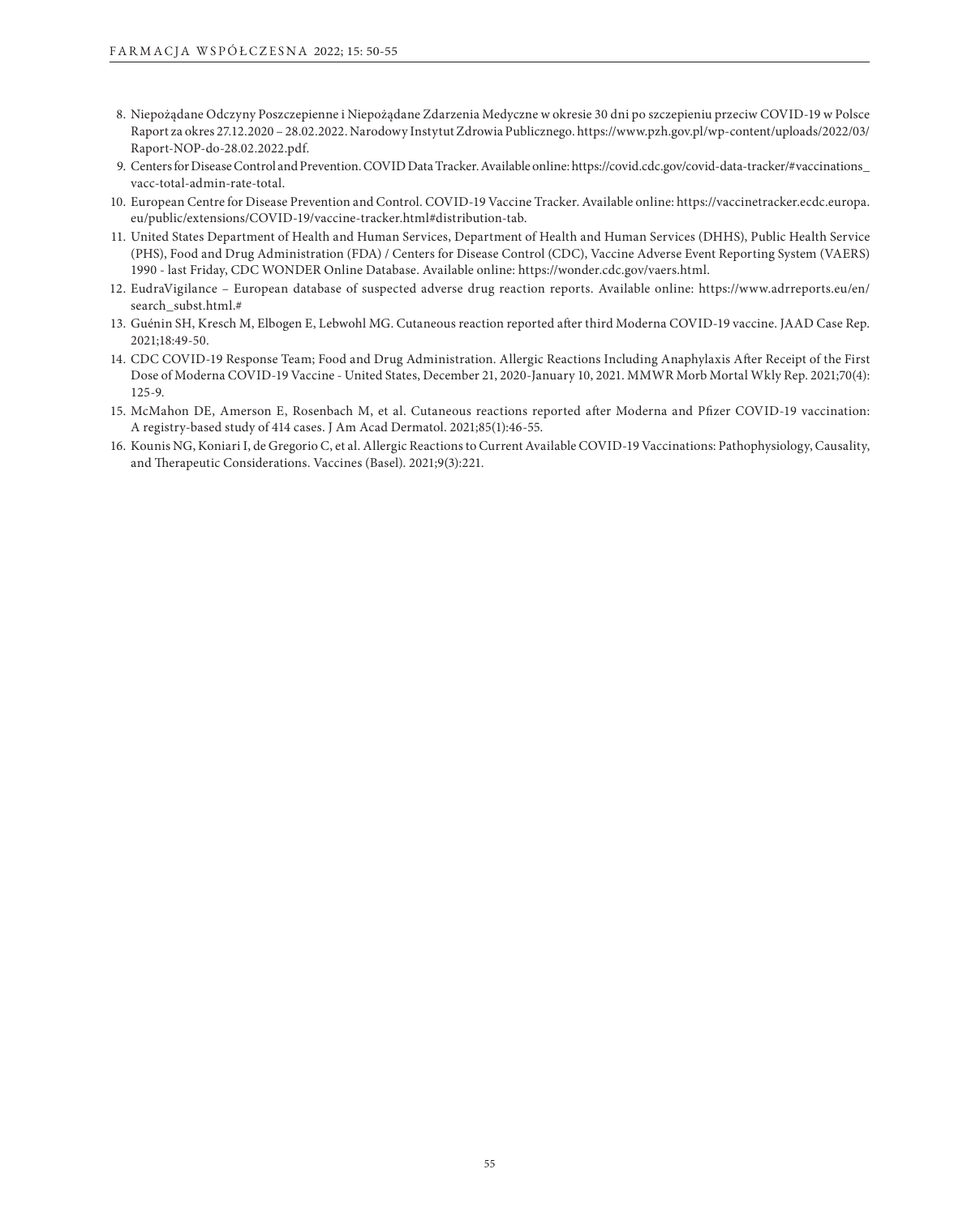8. Niepożądane Odczyny Poszczepienne i Niepożądane Zdarzenia Medyczne w okresie 30 dni po szczepieniu przeciw COVID-19 w Polsce Raport za okres 27.12.2020 – 28.02.2022. Narodowy Instytut Zdrowia Publicznego. https://www.pzh.gov.pl/wp-content/uploads/2022/03/Raport-NOP-do-28.02.2022.pdf.
9. Centers for Disease Control and Prevention. COVID Data Tracker. Available online: https://covid.cdc.gov/covid-data-tracker/#vaccinations_vacc-total-admin-rate-total.
10. European Centre for Disease Prevention and Control. COVID-19 Vaccine Tracker. Available online: https://vaccinetracker.ecdc.europa.eu/public/extensions/COVID-19/vaccine-tracker.html#distribution-tab.
11. United States Department of Health and Human Services, Department of Health and Human Services (DHHS), Public Health Service (PHS), Food and Drug Administration (FDA) / Centers for Disease Control (CDC), Vaccine Adverse Event Reporting System (VAERS) 1990 - last Friday, CDC WONDER Online Database. Available online: https://wonder.cdc.gov/vaers.html.
12. EudraVigilance – European database of suspected adverse drug reaction reports. Available online: https://www.adrreports.eu/en/search_subst.html.#
13. Guénin SH, Kresch M, Elbogen E, Lebwohl MG. Cutaneous reaction reported after third Moderna COVID-19 vaccine. JAAD Case Rep. 2021;18:49-50.
14. CDC COVID-19 Response Team; Food and Drug Administration. Allergic Reactions Including Anaphylaxis After Receipt of the First Dose of Moderna COVID-19 Vaccine - United States, December 21, 2020-January 10, 2021. MMWR Morb Mortal Wkly Rep. 2021;70(4):125-9.
15. McMahon DE, Amerson E, Rosenbach M, et al. Cutaneous reactions reported after Moderna and Pfizer COVID-19 vaccination: A registry-based study of 414 cases. J Am Acad Dermatol. 2021;85(1):46-55.
16. Kounis NG, Koniari I, de Gregorio C, et al. Allergic Reactions to Current Available COVID-19 Vaccinations: Pathophysiology, Causality, and Therapeutic Considerations. Vaccines (Basel). 2021;9(3):221.